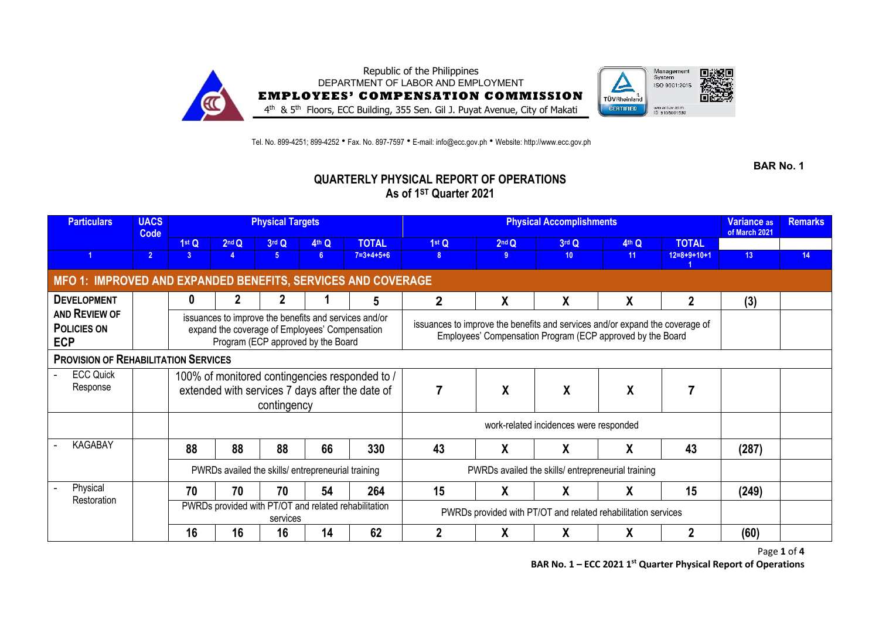Republic of the Philippines
DEPARTMENT OF LABOR AND EMPLOYMENT
**EMPLOYEES' COMPENSATION COMMISSION**
4th & 5th Floors, ECC Building, 355 Sen. Gil J. Puyat Avenue, City of Makati

Tel. No. 899-4251; 899-4252 • Fax. No. 897-7597 • E-mail: info@ecc.gov.ph • Website: http://www.ecc.gov.ph

**BAR No. 1**

## QUARTERLY PHYSICAL REPORT OF OPERATIONS
## As of 1ST Quarter 2021

| Particulars | UACS Code | Physical Targets | | | | | Physical Accomplishments | | | | | Variance as of March 2021 | Remarks |
|---|---|---|---|---|---|---|---|---|---|---|---|---|---|
| | | 1st Q | 2nd Q | 3rd Q | 4th Q | TOTAL | 1st Q | 2nd Q | 3rd Q | 4th Q | TOTAL | | |
| 1 | 2 | 3 | 4 | 5 | 6 | 7=3+4+5+6 | 8 | 9 | 10 | 11 | 12=8+9+10+11 | 13 | 14 |
| **MFO 1: IMPROVED AND EXPANDED BENEFITS, SERVICES AND COVERAGE** | | | | | | | | | | | | | |
| **DEVELOPMENT AND REVIEW OF POLICIES ON ECP** | | 0 | 2 | 2 | 1 | 5 | 2 | X | X | X | 2 | (3) | |
| | | issuances to improve the benefits and services and/or expand the coverage of Employees' Compensation Program (ECP approved by the Board | | | | | issuances to improve the benefits and services and/or expand the coverage of Employees' Compensation Program (ECP approved by the Board | | | | | | |
| **PROVISION OF REHABILITATION SERVICES** | | | | | | | | | | | | | |
| - ECC Quick Response | | 100% of monitored contingencies responded to / extended with services 7 days after the date of contingency | | | | | 7 | X | X | X | 7 | | |
| | | | | | | | work-related incidences were responded | | | | | | |
| - KAGABAY | | 88 | 88 | 88 | 66 | 330 | 43 | X | X | X | 43 | (287) | |
| | | PWRDs availed the skills/ entrepreneurial training | | | | | PWRDs availed the skills/ entrepreneurial training | | | | | | |
| - Physical Restoration | | 70 | 70 | 70 | 54 | 264 | 15 | X | X | X | 15 | (249) | |
| | | PWRDs provided with PT/OT and related rehabilitation services | | | | | PWRDs provided with PT/OT and related rehabilitation services | | | | | | |
| | | 16 | 16 | 16 | 14 | 62 | 2 | X | X | X | 2 | (60) | |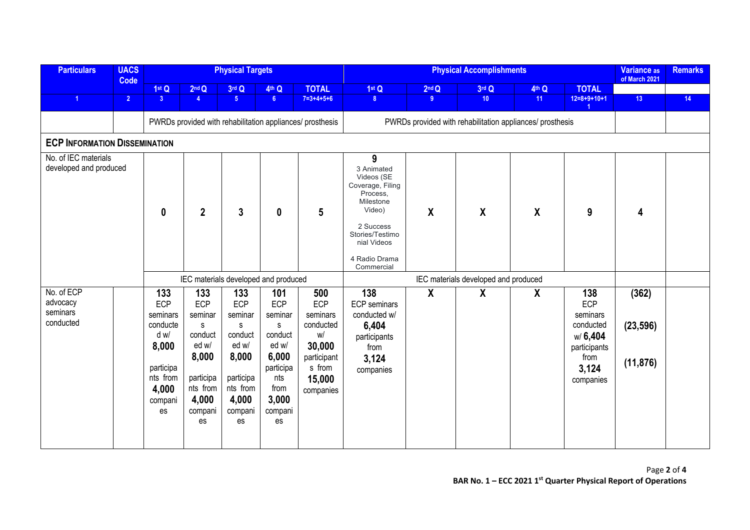| Particulars | UACS Code | Physical Targets | | | | | Physical Accomplishments | | | | | Variance as of March 2021 | Remarks |
|---|---|---|---|---|---|---|---|---|---|---|---|---|---|
| | | 1st Q | 2nd Q | 3rd Q | 4th Q | TOTAL | 1st Q | 2nd Q | 3rd Q | 4th Q | TOTAL | | |
| 1 | 2 | 3 | 4 | 5 | 6 | 7=3+4+5+6 | 8 | 9 | 10 | 11 | 12=8+9+10+11 | 13 | 14 |
| | | PWRDs provided with rehabilitation appliances/ prosthesis | | | | | PWRDs provided with rehabilitation appliances/ prosthesis | | | | | | |
| **ECP INFORMATION DISSEMINATION** | | | | | | | | | | | | | |
| No. of IEC materials developed and produced | | **0** | **2** | **3** | **0** | **5** | **9** 3 Animated Videos (SE Coverage, Filing Process, Milestone Video) 2 Success Stories/Testimonial Videos 4 Radio Drama Commercial | **X** | **X** | **X** | **9** | **4** | |
| | | IEC materials developed and produced | | | | | IEC materials developed and produced | | | | | | |
| No. of ECP advocacy seminars conducted | | **133** ECP seminars conducted w/ **8,000** participants from **4,000** companies | **133** ECP seminars conducted w/ **8,000** participants from **4,000** companies | **133** ECP seminars conducted w/ **8,000** participants from **4,000** companies | **101** ECP seminars conducted w/ **6,000** participants from **3,000** companies | **500** ECP seminars conducted w/ **30,000** participants from **15,000** companies | **138** ECP seminars conducted w/ **6,404** participants from **3,124** companies | **X** | **X** | **X** | **138** ECP seminars conducted w/ **6,404** participants from **3,124** companies | **(362)** **(23,596)** **(11,876)** | |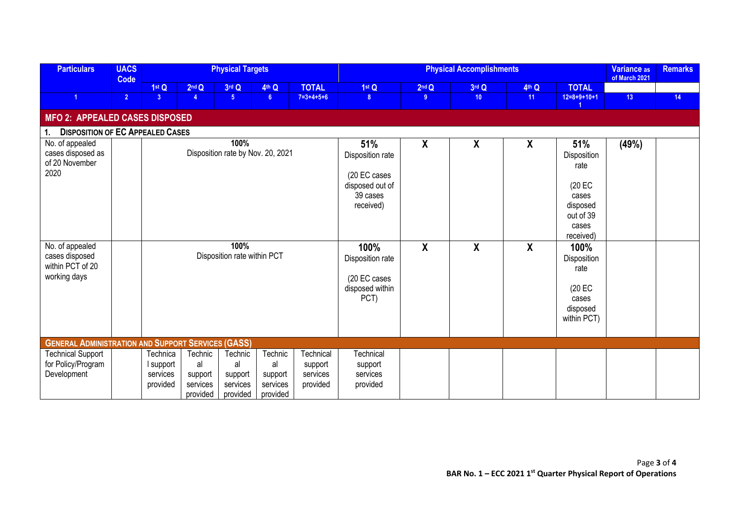| Particulars | UACS Code | Physical Targets | | | | | Physical Accomplishments | | | | | Variance as of March 2021 | Remarks |
|---|---|---|---|---|---|---|---|---|---|---|---|---|---|
| | | 1st Q | 2nd Q | 3rd Q | 4th Q | TOTAL | 1st Q | 2nd Q | 3rd Q | 4th Q | TOTAL | | |
| 1 | 2 | 3 | 4 | 5 | 6 | 7=3+4+5+6 | 8 | 9 | 10 | 11 | 12=8+9+10+11 | 13 | 14 |
| **MFO 2: APPEALED CASES DISPOSED** | | | | | | | | | | | | | |
| **1. DISPOSITION OF EC APPEALED CASES** | | | | | | | | | | | | | |
| No. of appealed cases disposed as of 20 November 2020 | | **100%** Disposition rate by Nov. 20, 2021 | | | | | **51%** Disposition rate (20 EC cases disposed out of 39 cases received) | **X** | **X** | **X** | **51%** Disposition rate (20 EC cases disposed out of 39 cases received) | **(49%)** | |
| No. of appealed cases disposed within PCT of 20 working days | | **100%** Disposition rate within PCT | | | | | **100%** Disposition rate (20 EC cases disposed within PCT) | **X** | **X** | **X** | **100%** Disposition rate (20 EC cases disposed within PCT) | | |
| **GENERAL ADMINISTRATION AND SUPPORT SERVICES (GASS)** | | | | | | | | | | | | | |
| Technical Support for Policy/Program Development | | Technical support services provided | Technical support services provided | Technical support services provided | Technical support services provided | Technical support services provided | Technical support services provided | | | | | | |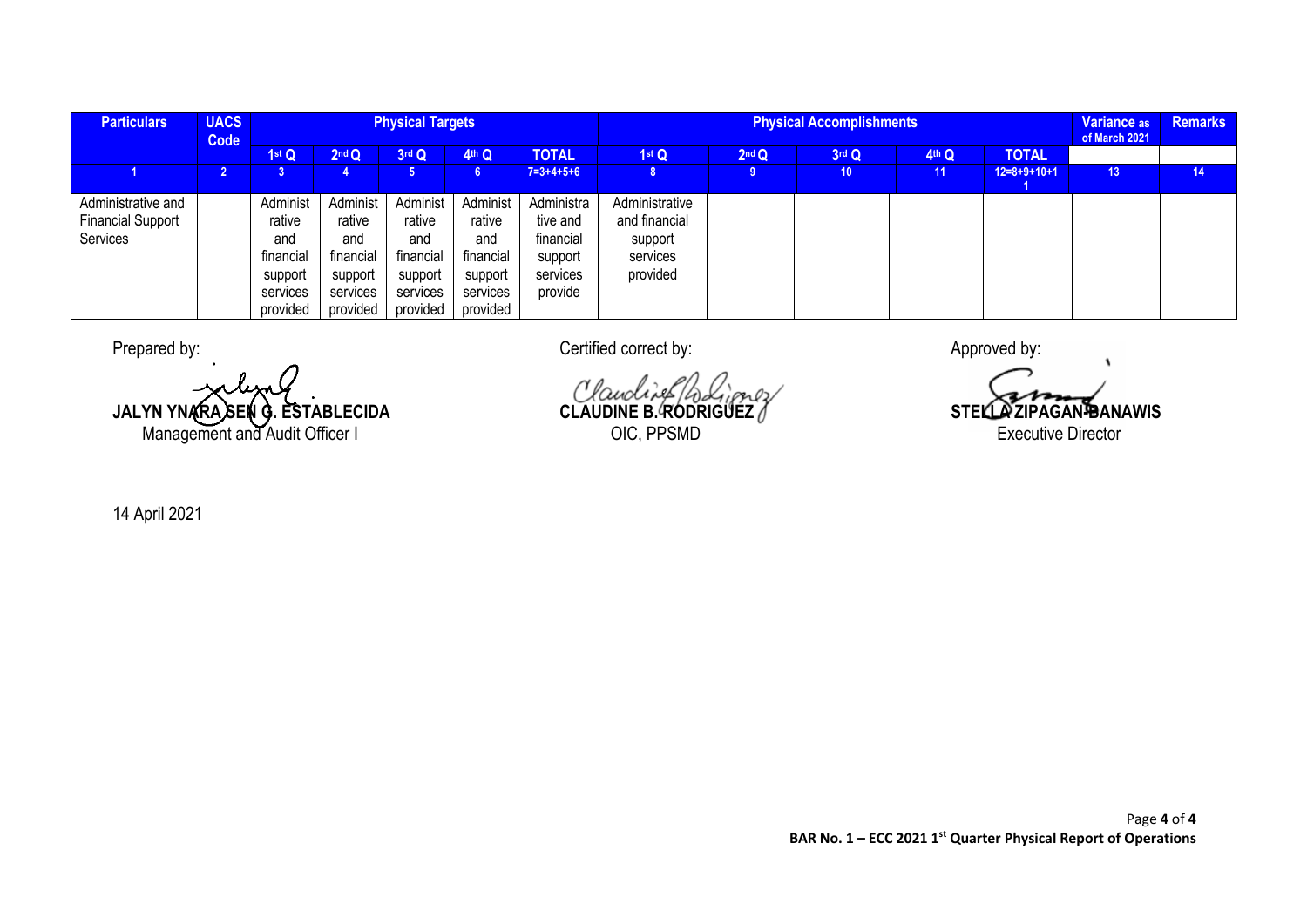| Particulars | UACS Code | Physical Targets | | | | | Physical Accomplishments | | | | | Variance as of March 2021 | Remarks |
|---|---|---|---|---|---|---|---|---|---|---|---|---|---|
| | | 1st Q | 2nd Q | 3rd Q | 4th Q | TOTAL | 1st Q | 2nd Q | 3rd Q | 4th Q | TOTAL | | |
| 1 | 2 | 3 | 4 | 5 | 6 | 7=3+4+5+6 | 8 | 9 | 10 | 11 | 12=8+9+10+11 | 13 | 14 |
| Administrative and Financial Support Services | | Administrative and financial support services provided | Administrative and financial support services provided | Administrative and financial support services provided | Administrative and financial support services provided | Administrative and financial support services provide | Administrative and financial support services provided | | | | | | |

Prepared by:

**JALYN YNARA SEN G. ESTABLECIDA**
Management and Audit Officer I

Certified correct by:

**CLAUDINE B. RODRIGUEZ**
OIC, PPSMD

Approved by:

**STELLA ZIPAGAN-BANAWIS**
Executive Director

14 April 2021

**BAR No. 1 – ECC 2021 1st Quarter Physical Report of Operations**